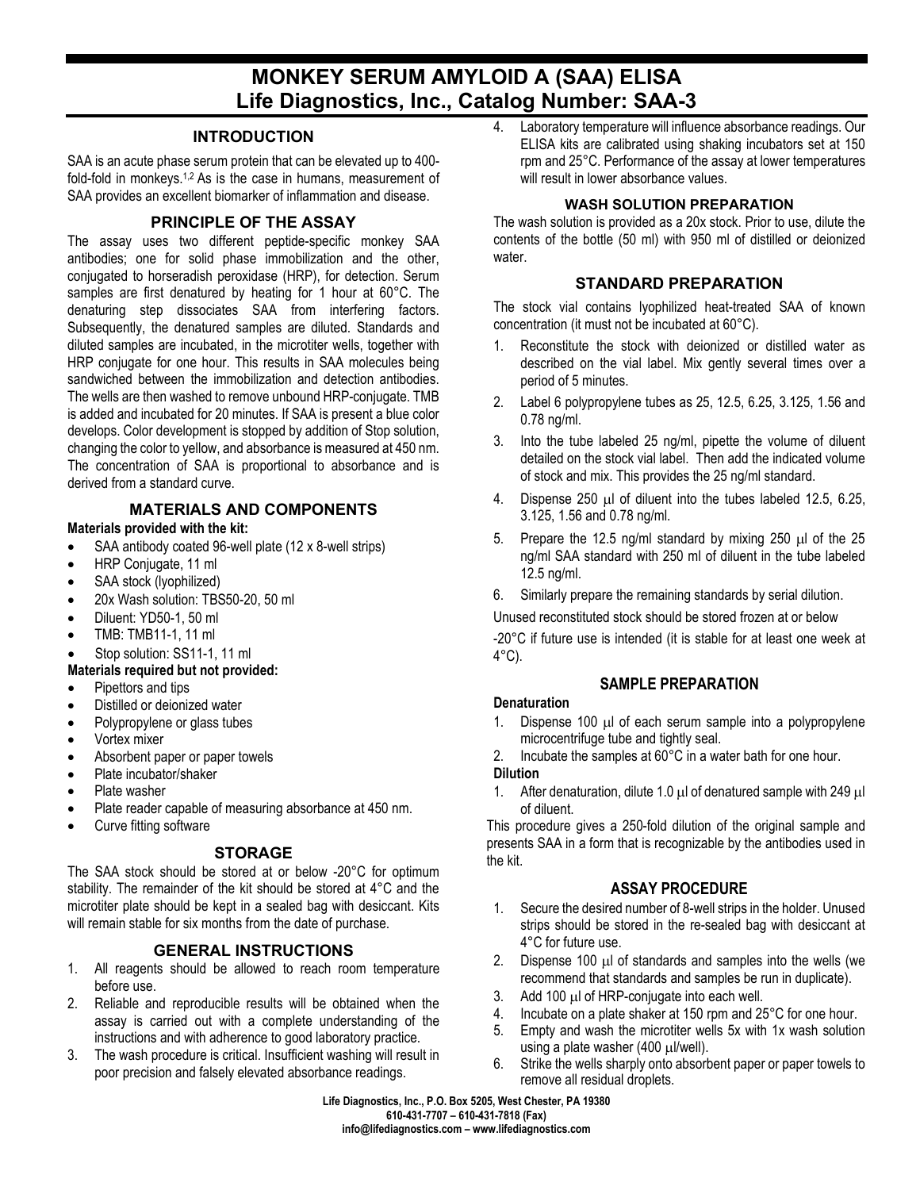# MONKEY SERUM AMYLOID A (SAA) ELISA
# Life Diagnostics, Inc., Catalog Number: SAA-3

## INTRODUCTION

SAA is an acute phase serum protein that can be elevated up to 400-fold-fold in monkeys.[1,2] As is the case in humans, measurement of SAA provides an excellent biomarker of inflammation and disease.

## PRINCIPLE OF THE ASSAY

The assay uses two different peptide-specific monkey SAA antibodies; one for solid phase immobilization and the other, conjugated to horseradish peroxidase (HRP), for detection. Serum samples are first denatured by heating for 1 hour at 60°C. The denaturing step dissociates SAA from interfering factors. Subsequently, the denatured samples are diluted. Standards and diluted samples are incubated, in the microtiter wells, together with HRP conjugate for one hour. This results in SAA molecules being sandwiched between the immobilization and detection antibodies. The wells are then washed to remove unbound HRP-conjugate. TMB is added and incubated for 20 minutes. If SAA is present a blue color develops. Color development is stopped by addition of Stop solution, changing the color to yellow, and absorbance is measured at 450 nm. The concentration of SAA is proportional to absorbance and is derived from a standard curve.

## MATERIALS AND COMPONENTS

**Materials provided with the kit:**

- SAA antibody coated 96-well plate (12 x 8-well strips)
- HRP Conjugate, 11 ml
- SAA stock (lyophilized)
- 20x Wash solution: TBS50-20, 50 ml
- Diluent: YD50-1, 50 ml
- TMB: TMB11-1, 11 ml
- Stop solution: SS11-1, 11 ml

**Materials required but not provided:**

- Pipettors and tips
- Distilled or deionized water
- Polypropylene or glass tubes
- Vortex mixer
- Absorbent paper or paper towels
- Plate incubator/shaker
- Plate washer
- Plate reader capable of measuring absorbance at 450 nm.
- Curve fitting software

## STORAGE

The SAA stock should be stored at or below -20°C for optimum stability. The remainder of the kit should be stored at 4°C and the microtiter plate should be kept in a sealed bag with desiccant. Kits will remain stable for six months from the date of purchase.

## GENERAL INSTRUCTIONS

1. All reagents should be allowed to reach room temperature before use.
2. Reliable and reproducible results will be obtained when the assay is carried out with a complete understanding of the instructions and with adherence to good laboratory practice.
3. The wash procedure is critical. Insufficient washing will result in poor precision and falsely elevated absorbance readings.
4. Laboratory temperature will influence absorbance readings. Our ELISA kits are calibrated using shaking incubators set at 150 rpm and 25°C. Performance of the assay at lower temperatures will result in lower absorbance values.

### WASH SOLUTION PREPARATION

The wash solution is provided as a 20x stock. Prior to use, dilute the contents of the bottle (50 ml) with 950 ml of distilled or deionized water.

## STANDARD PREPARATION

The stock vial contains lyophilized heat-treated SAA of known concentration (it must not be incubated at 60°C).

1. Reconstitute the stock with deionized or distilled water as described on the vial label. Mix gently several times over a period of 5 minutes.
2. Label 6 polypropylene tubes as 25, 12.5, 6.25, 3.125, 1.56 and 0.78 ng/ml.
3. Into the tube labeled 25 ng/ml, pipette the volume of diluent detailed on the stock vial label. Then add the indicated volume of stock and mix. This provides the 25 ng/ml standard.
4. Dispense 250 μl of diluent into the tubes labeled 12.5, 6.25, 3.125, 1.56 and 0.78 ng/ml.
5. Prepare the 12.5 ng/ml standard by mixing 250 μl of the 25 ng/ml SAA standard with 250 ml of diluent in the tube labeled 12.5 ng/ml.
6. Similarly prepare the remaining standards by serial dilution.

Unused reconstituted stock should be stored frozen at or below -20°C if future use is intended (it is stable for at least one week at 4°C).

## SAMPLE PREPARATION

**Denaturation**

1. Dispense 100 μl of each serum sample into a polypropylene microcentrifuge tube and tightly seal.
2. Incubate the samples at 60°C in a water bath for one hour.

**Dilution**

1. After denaturation, dilute 1.0 μl of denatured sample with 249 μl of diluent.

This procedure gives a 250-fold dilution of the original sample and presents SAA in a form that is recognizable by the antibodies used in the kit.

## ASSAY PROCEDURE

1. Secure the desired number of 8-well strips in the holder. Unused strips should be stored in the re-sealed bag with desiccant at 4°C for future use.
2. Dispense 100 μl of standards and samples into the wells (we recommend that standards and samples be run in duplicate).
3. Add 100 μl of HRP-conjugate into each well.
4. Incubate on a plate shaker at 150 rpm and 25°C for one hour.
5. Empty and wash the microtiter wells 5x with 1x wash solution using a plate washer (400 μl/well).
6. Strike the wells sharply onto absorbent paper or paper towels to remove all residual droplets.

Life Diagnostics, Inc., P.O. Box 5205, West Chester, PA 19380
610-431-7707 – 610-431-7818 (Fax)
info@lifediagnostics.com – www.lifediagnostics.com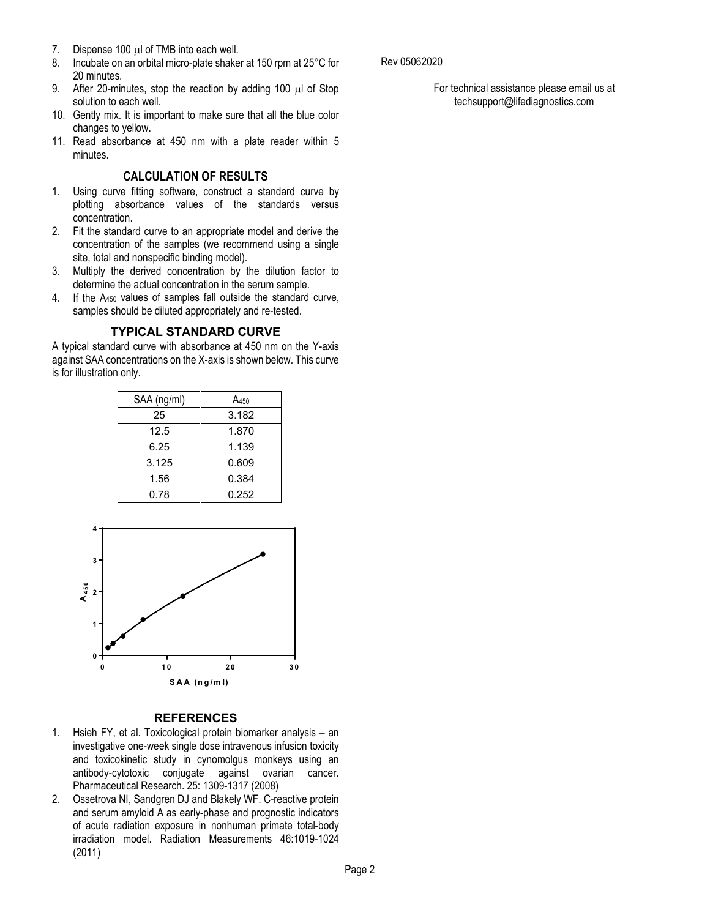7. Dispense 100 µl of TMB into each well.
8. Incubate on an orbital micro-plate shaker at 150 rpm at 25°C for 20 minutes.
9. After 20-minutes, stop the reaction by adding 100 µl of Stop solution to each well.
10. Gently mix. It is important to make sure that all the blue color changes to yellow.
11. Read absorbance at 450 nm with a plate reader within 5 minutes.

## CALCULATION OF RESULTS

1. Using curve fitting software, construct a standard curve by plotting absorbance values of the standards versus concentration.
2. Fit the standard curve to an appropriate model and derive the concentration of the samples (we recommend using a single site, total and nonspecific binding model).
3. Multiply the derived concentration by the dilution factor to determine the actual concentration in the serum sample.
4. If the $A_{450}$ values of samples fall outside the standard curve, samples should be diluted appropriately and re-tested.

## TYPICAL STANDARD CURVE

A typical standard curve with absorbance at 450 nm on the Y-axis against SAA concentrations on the X-axis is shown below. This curve is for illustration only.

| SAA (ng/ml) | $A_{450}$ |
|---|---|
| 25 | 3.182 |
| 12.5 | 1.870 |
| 6.25 | 1.139 |
| 3.125 | 0.609 |
| 1.56 | 0.384 |
| 0.78 | 0.252 |

A 450
4
3
2
1
0
0
10
20
30
SAA (ng/ml)

## REFERENCES

1. Hsieh FY, et al. Toxicological protein biomarker analysis – an investigative one-week single dose intravenous infusion toxicity and toxicokinetic study in cynomolgus monkeys using an antibody-cytotoxic conjugate against ovarian cancer. Pharmaceutical Research. 25: 1309-1317 (2008)
2. Ossetrova NI, Sandgren DJ and Blakely WF. C-reactive protein and serum amyloid A as early-phase and prognostic indicators of acute radiation exposure in nonhuman primate total-body irradiation model. Radiation Measurements 46:1019-1024 (2011)

Rev 05062020

For technical assistance please email us at techsupport@lifediagnostics.com